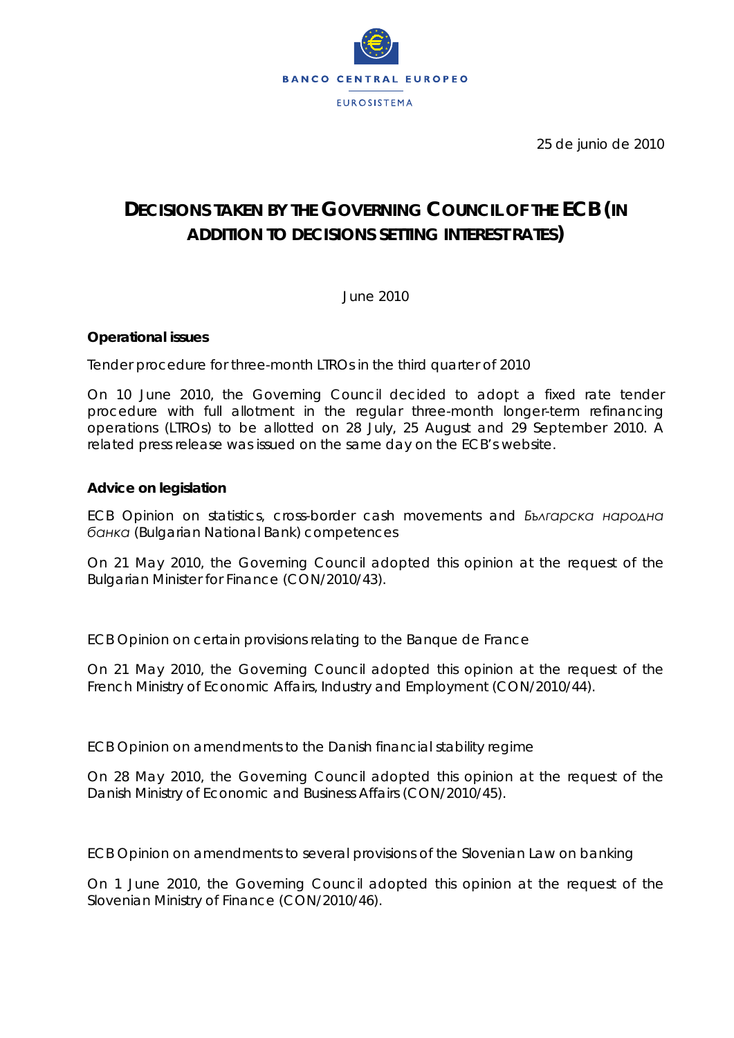BANCO CENTRAL EUROPEO

EUROSISTEMA

25 de junio de 2010

# DECISIONS TAKEN BY THE GOVERNING COUNCIL OF THE ECB (IN ADDITION TO DECISIONS SETTING INTEREST RATES)

June 2010

**Operational issues**

Tender procedure for three-month LTROs in the third quarter of 2010

On 10 June 2010, the Governing Council decided to adopt a fixed rate tender procedure with full allotment in the regular three-month longer-term refinancing operations (LTROs) to be allotted on 28 July, 25 August and 29 September 2010. A related press release was issued on the same day on the ECB's website.

**Advice on legislation**

ECB Opinion on statistics, cross-border cash movements and *Българска народна банка* (Bulgarian National Bank) competences

On 21 May 2010, the Governing Council adopted this opinion at the request of the Bulgarian Minister for Finance (CON/2010/43).

ECB Opinion on certain provisions relating to the Banque de France

On 21 May 2010, the Governing Council adopted this opinion at the request of the French Ministry of Economic Affairs, Industry and Employment (CON/2010/44).

ECB Opinion on amendments to the Danish financial stability regime

On 28 May 2010, the Governing Council adopted this opinion at the request of the Danish Ministry of Economic and Business Affairs (CON/2010/45).

ECB Opinion on amendments to several provisions of the Slovenian Law on banking

On 1 June 2010, the Governing Council adopted this opinion at the request of the Slovenian Ministry of Finance (CON/2010/46).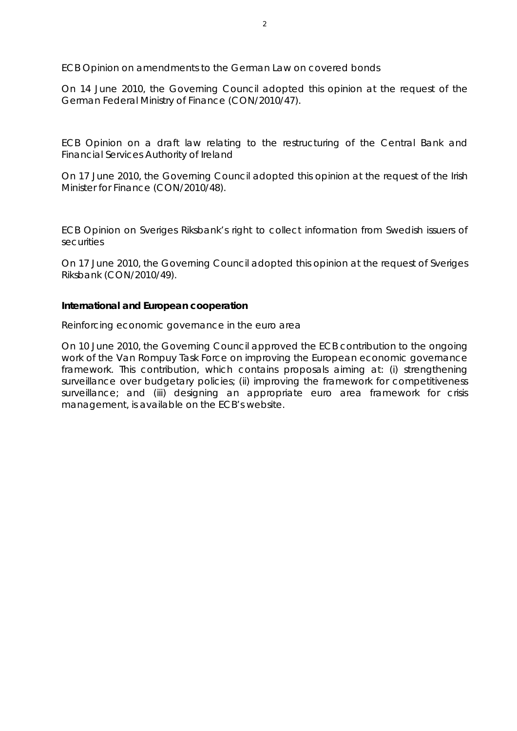ECB Opinion on amendments to the German Law on covered bonds

On 14 June 2010, the Governing Council adopted this opinion at the request of the German Federal Ministry of Finance (CON/2010/47).

ECB Opinion on a draft law relating to the restructuring of the Central Bank and Financial Services Authority of Ireland

On 17 June 2010, the Governing Council adopted this opinion at the request of the Irish Minister for Finance (CON/2010/48).

ECB Opinion on Sveriges Riksbank's right to collect information from Swedish issuers of securities

On 17 June 2010, the Governing Council adopted this opinion at the request of Sveriges Riksbank (CON/2010/49).

**International and European cooperation**

Reinforcing economic governance in the euro area

On 10 June 2010, the Governing Council approved the ECB contribution to the ongoing work of the Van Rompuy Task Force on improving the European economic governance framework. This contribution, which contains proposals aiming at: (i) strengthening surveillance over budgetary policies; (ii) improving the framework for competitiveness surveillance; and (iii) designing an appropriate euro area framework for crisis management, is available on the ECB's website.